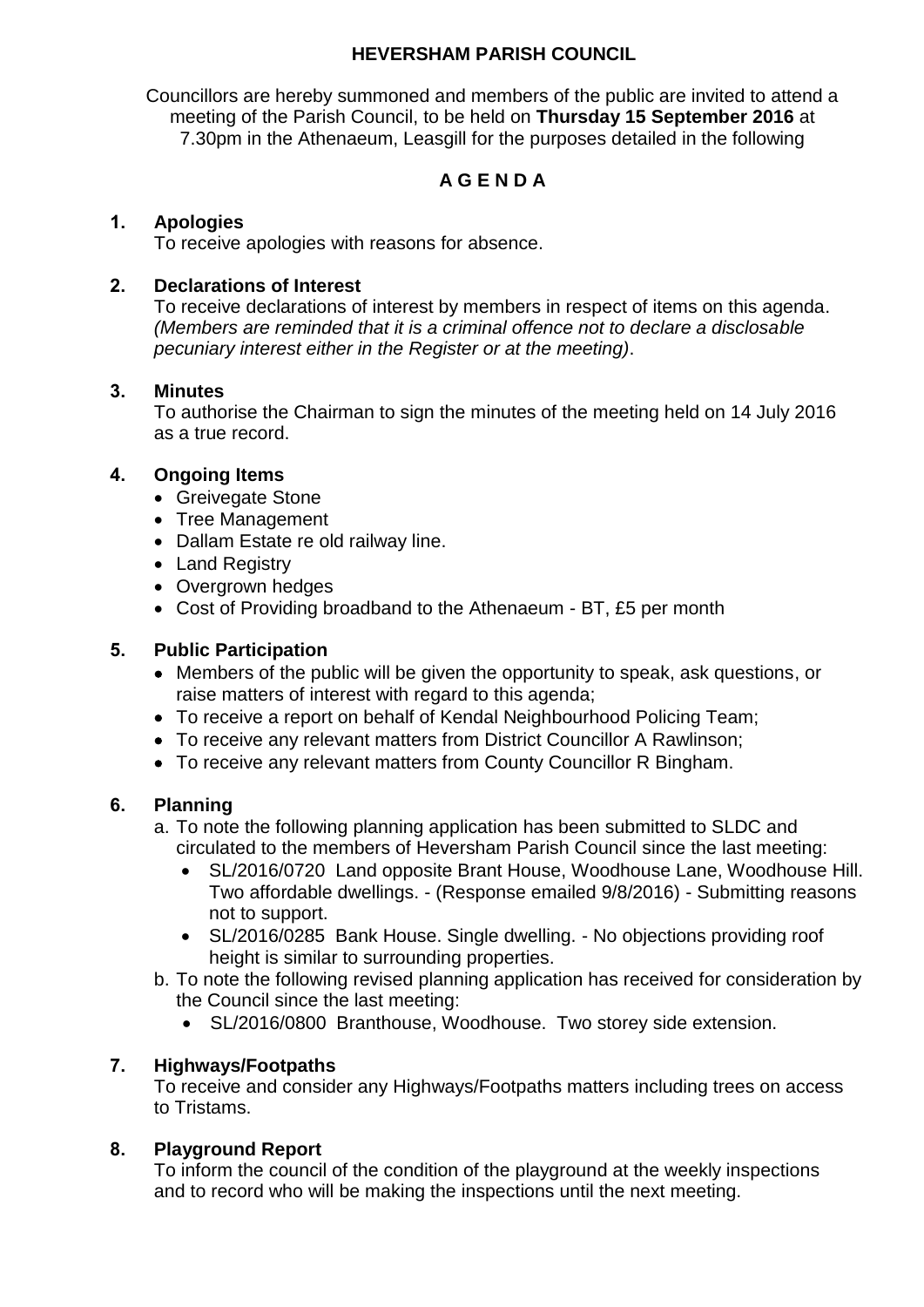# HEVERSHAM PARISH COUNCIL

Councillors are hereby summoned and members of the public are invited to attend a meeting of the Parish Council, to be held on **Thursday 15 September 2016** at 7.30pm in the Athenaeum, Leasgill for the purposes detailed in the following

## A G E N D A

### 1. Apologies

To receive apologies with reasons for absence.

### 2. Declarations of Interest

To receive declarations of interest by members in respect of items on this agenda. *(Members are reminded that it is a criminal offence not to declare a disclosable pecuniary interest either in the Register or at the meeting)*.

### 3. Minutes

To authorise the Chairman to sign the minutes of the meeting held on 14 July 2016 as a true record.

### 4. Ongoing Items

- Greivegate Stone
- Tree Management
- Dallam Estate re old railway line.
- Land Registry
- Overgrown hedges
- Cost of Providing broadband to the Athenaeum - BT, £5 per month

### 5. Public Participation

- Members of the public will be given the opportunity to speak, ask questions, or raise matters of interest with regard to this agenda;
- To receive a report on behalf of Kendal Neighbourhood Policing Team;
- To receive any relevant matters from District Councillor A Rawlinson;
- To receive any relevant matters from County Councillor R Bingham.

### 6. Planning

a. To note the following planning application has been submitted to SLDC and circulated to the members of Heversham Parish Council since the last meeting:
   - SL/2016/0720 Land opposite Brant House, Woodhouse Lane, Woodhouse Hill. Two affordable dwellings. - (Response emailed 9/8/2016) - Submitting reasons not to support.
   - SL/2016/0285 Bank House. Single dwelling. - No objections providing roof height is similar to surrounding properties.

b. To note the following revised planning application has received for consideration by the Council since the last meeting:
   - SL/2016/0800 Branthouse, Woodhouse. Two storey side extension.

### 7. Highways/Footpaths

To receive and consider any Highways/Footpaths matters including trees on access to Tristams.

### 8. Playground Report

To inform the council of the condition of the playground at the weekly inspections and to record who will be making the inspections until the next meeting.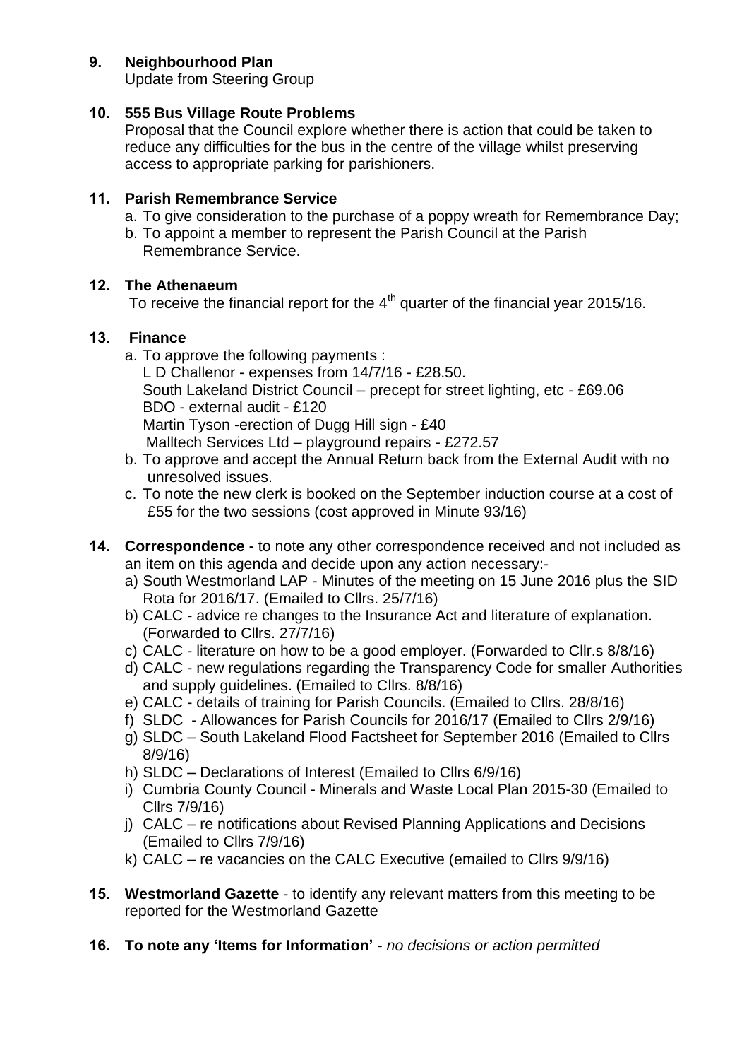**9. Neighbourhood Plan**

Update from Steering Group

**10. 555 Bus Village Route Problems**

Proposal that the Council explore whether there is action that could be taken to reduce any difficulties for the bus in the centre of the village whilst preserving access to appropriate parking for parishioners.

**11. Parish Remembrance Service**

a. To give consideration to the purchase of a poppy wreath for Remembrance Day;
b. To appoint a member to represent the Parish Council at the Parish Remembrance Service.

**12. The Athenaeum**

To receive the financial report for the 4th quarter of the financial year 2015/16.

**13. Finance**

a. To approve the following payments :
   L D Challenor - expenses from 14/7/16 - £28.50.
   South Lakeland District Council – precept for street lighting, etc - £69.06
   BDO - external audit - £120
   Martin Tyson -erection of Dugg Hill sign - £40
   Malltech Services Ltd – playground repairs - £272.57
b. To approve and accept the Annual Return back from the External Audit with no unresolved issues.
c. To note the new clerk is booked on the September induction course at a cost of £55 for the two sessions (cost approved in Minute 93/16)

**14. Correspondence -** to note any other correspondence received and not included as an item on this agenda and decide upon any action necessary:-

a) South Westmorland LAP - Minutes of the meeting on 15 June 2016 plus the SID Rota for 2016/17. (Emailed to Cllrs. 25/7/16)
b) CALC - advice re changes to the Insurance Act and literature of explanation. (Forwarded to Cllrs. 27/7/16)
c) CALC - literature on how to be a good employer. (Forwarded to Cllr.s 8/8/16)
d) CALC - new regulations regarding the Transparency Code for smaller Authorities and supply guidelines. (Emailed to Cllrs. 8/8/16)
e) CALC - details of training for Parish Councils. (Emailed to Cllrs. 28/8/16)
f) SLDC - Allowances for Parish Councils for 2016/17 (Emailed to Cllrs 2/9/16)
g) SLDC – South Lakeland Flood Factsheet for September 2016 (Emailed to Cllrs 8/9/16)
h) SLDC – Declarations of Interest (Emailed to Cllrs 6/9/16)
i) Cumbria County Council - Minerals and Waste Local Plan 2015-30 (Emailed to Cllrs 7/9/16)
j) CALC – re notifications about Revised Planning Applications and Decisions (Emailed to Cllrs 7/9/16)
k) CALC – re vacancies on the CALC Executive (emailed to Cllrs 9/9/16)

**15. Westmorland Gazette** - to identify any relevant matters from this meeting to be reported for the Westmorland Gazette

**16. To note any 'Items for Information'** - *no decisions or action permitted*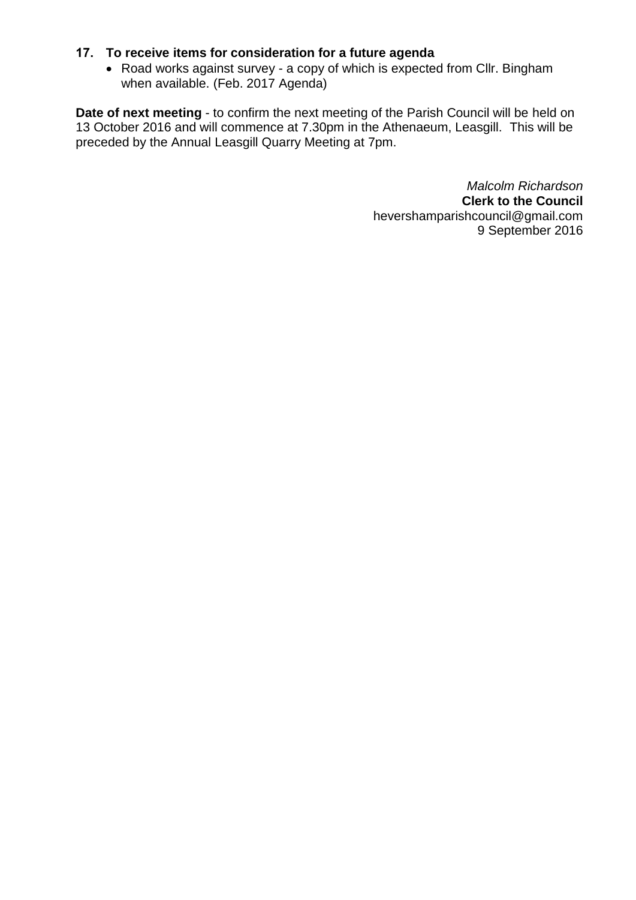**17. To receive items for consideration for a future agenda**

- Road works against survey - a copy of which is expected from Cllr. Bingham when available. (Feb. 2017 Agenda)

**Date of next meeting** - to confirm the next meeting of the Parish Council will be held on 13 October 2016 and will commence at 7.30pm in the Athenaeum, Leasgill. This will be preceded by the Annual Leasgill Quarry Meeting at 7pm.

*Malcolm Richardson*
**Clerk to the Council**
hevershamparishcouncil@gmail.com
9 September 2016